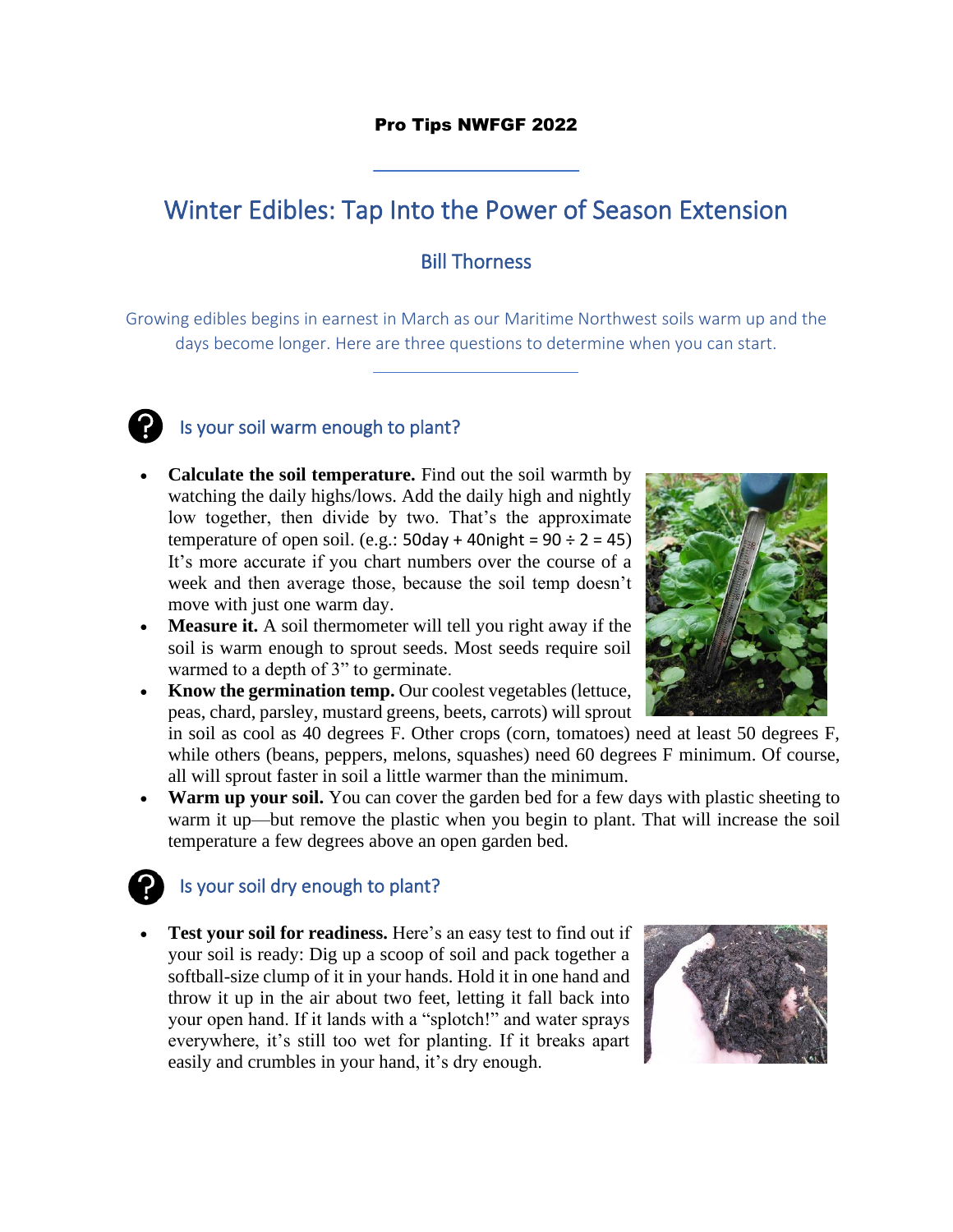**Pro Tips NWFGF 2022**

# Winter Edibles: Tap Into the Power of Season Extension

## Bill Thorness

Growing edibles begins in earnest in March as our Maritime Northwest soils warm up and the days become longer. Here are three questions to determine when you can start.

## Is your soil warm enough to plant?

- **Calculate the soil temperature.** Find out the soil warmth by watching the daily highs/lows. Add the daily high and nightly low together, then divide by two. That's the approximate temperature of open soil. (e.g.: 50day + 40night = 90 ÷ 2 = 45) It's more accurate if you chart numbers over the course of a week and then average those, because the soil temp doesn't move with just one warm day.
- **Measure it.** A soil thermometer will tell you right away if the soil is warm enough to sprout seeds. Most seeds require soil warmed to a depth of 3" to germinate.
- **Know the germination temp.** Our coolest vegetables (lettuce, peas, chard, parsley, mustard greens, beets, carrots) will sprout in soil as cool as 40 degrees F. Other crops (corn, tomatoes) need at least 50 degrees F, while others (beans, peppers, melons, squashes) need 60 degrees F minimum. Of course, all will sprout faster in soil a little warmer than the minimum.
- **Warm up your soil.** You can cover the garden bed for a few days with plastic sheeting to warm it up—but remove the plastic when you begin to plant. That will increase the soil temperature a few degrees above an open garden bed.

## Is your soil dry enough to plant?

- **Test your soil for readiness.** Here's an easy test to find out if your soil is ready: Dig up a scoop of soil and pack together a softball-size clump of it in your hands. Hold it in one hand and throw it up in the air about two feet, letting it fall back into your open hand. If it lands with a "splotch!" and water sprays everywhere, it's still too wet for planting. If it breaks apart easily and crumbles in your hand, it's dry enough.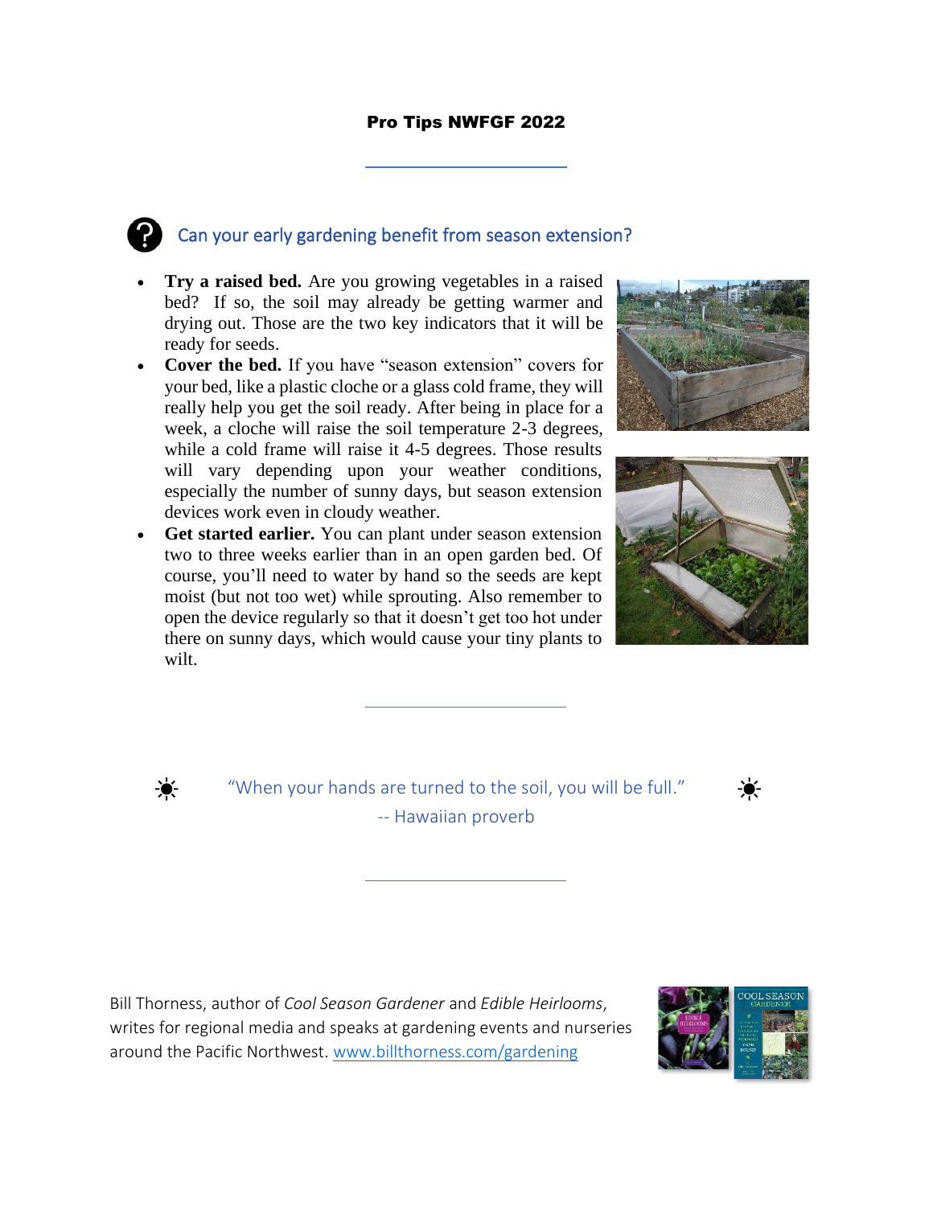# Pro Tips NWFGF 2022

---

## Can your early gardening benefit from season extension?

- **Try a raised bed.** Are you growing vegetables in a raised bed? If so, the soil may already be getting warmer and drying out. Those are the two key indicators that it will be ready for seeds.
- **Cover the bed.** If you have "season extension" covers for your bed, like a plastic cloche or a glass cold frame, they will really help you get the soil ready. After being in place for a week, a cloche will raise the soil temperature 2-3 degrees, while a cold frame will raise it 4-5 degrees. Those results will vary depending upon your weather conditions, especially the number of sunny days, but season extension devices work even in cloudy weather.
- **Get started earlier.** You can plant under season extension two to three weeks earlier than in an open garden bed. Of course, you'll need to water by hand so the seeds are kept moist (but not too wet) while sprouting. Also remember to open the device regularly so that it doesn't get too hot under there on sunny days, which would cause your tiny plants to wilt.

---

☀ "When your hands are turned to the soil, you will be full." ☀
-- Hawaiian proverb

---

Bill Thorness, author of *Cool Season Gardener* and *Edible Heirlooms*, writes for regional media and speaks at gardening events and nurseries around the Pacific Northwest. [www.billthorness.com/gardening](www.billthorness.com/gardening)